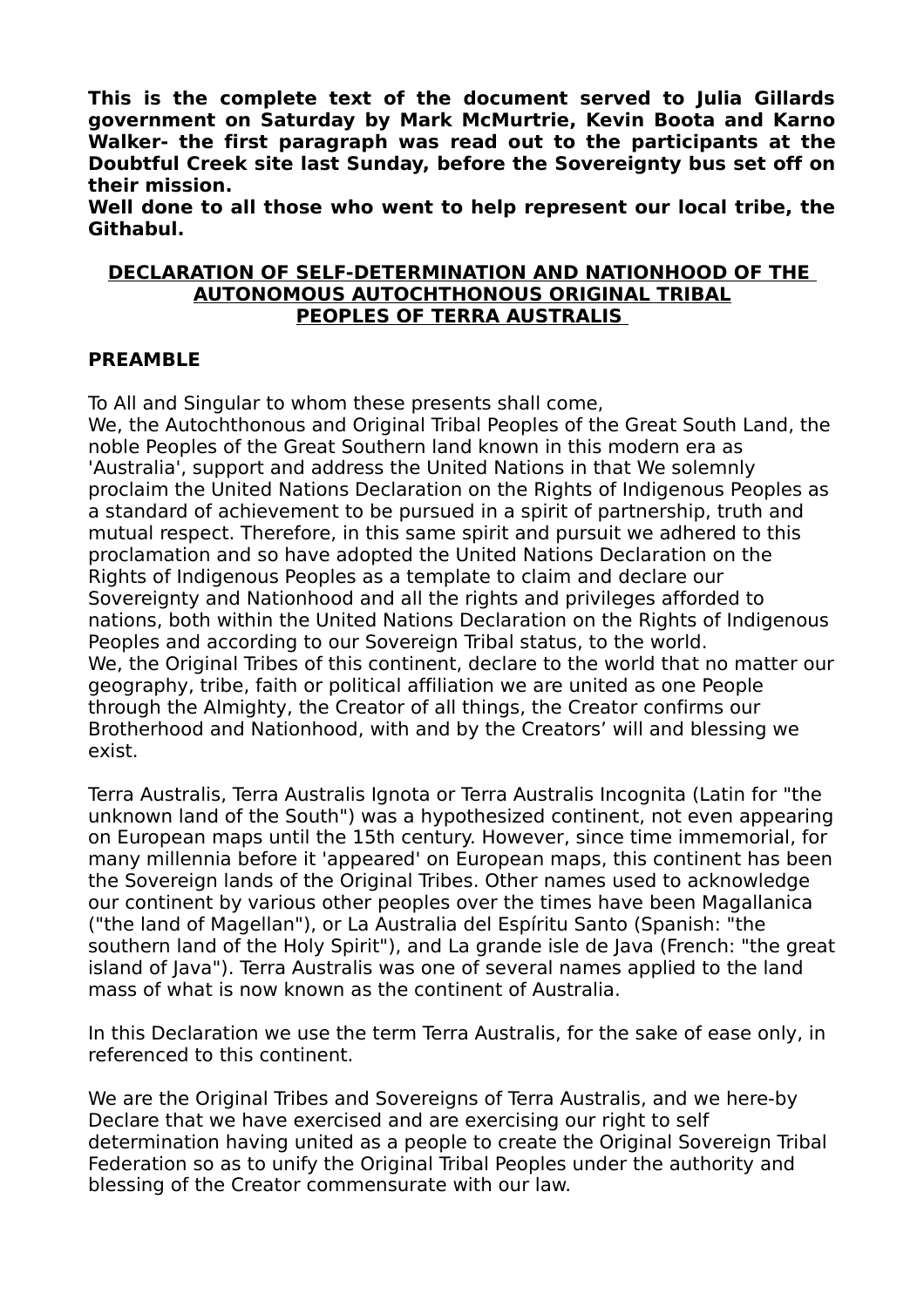**This is the complete text of the document served to Julia Gillards government on Saturday by Mark McMurtrie, Kevin Boota and Karno Walker- the first paragraph was read out to the participants at the Doubtful Creek site last Sunday, before the Sovereignty bus set off on their mission.**
**Well done to all those who went to help represent our local tribe, the Githabul.**

# DECLARATION OF SELF-DETERMINATION AND NATIONHOOD OF THE AUTONOMOUS AUTOCHTHONOUS ORIGINAL TRIBAL PEOPLES OF TERRA AUSTRALIS

## PREAMBLE

To All and Singular to whom these presents shall come,
We, the Autochthonous and Original Tribal Peoples of the Great South Land, the noble Peoples of the Great Southern land known in this modern era as 'Australia', support and address the United Nations in that We solemnly proclaim the United Nations Declaration on the Rights of Indigenous Peoples as a standard of achievement to be pursued in a spirit of partnership, truth and mutual respect. Therefore, in this same spirit and pursuit we adhered to this proclamation and so have adopted the United Nations Declaration on the Rights of Indigenous Peoples as a template to claim and declare our Sovereignty and Nationhood and all the rights and privileges afforded to nations, both within the United Nations Declaration on the Rights of Indigenous Peoples and according to our Sovereign Tribal status, to the world.
We, the Original Tribes of this continent, declare to the world that no matter our geography, tribe, faith or political affiliation we are united as one People through the Almighty, the Creator of all things, the Creator confirms our Brotherhood and Nationhood, with and by the Creators' will and blessing we exist.

Terra Australis, Terra Australis Ignota or Terra Australis Incognita (Latin for "the unknown land of the South") was a hypothesized continent, not even appearing on European maps until the 15th century. However, since time immemorial, for many millennia before it 'appeared' on European maps, this continent has been the Sovereign lands of the Original Tribes. Other names used to acknowledge our continent by various other peoples over the times have been Magallanica ("the land of Magellan"), or La Australia del Espíritu Santo (Spanish: "the southern land of the Holy Spirit"), and La grande isle de Java (French: "the great island of Java"). Terra Australis was one of several names applied to the land mass of what is now known as the continent of Australia.

In this Declaration we use the term Terra Australis, for the sake of ease only, in referenced to this continent.

We are the Original Tribes and Sovereigns of Terra Australis, and we here-by Declare that we have exercised and are exercising our right to self determination having united as a people to create the Original Sovereign Tribal Federation so as to unify the Original Tribal Peoples under the authority and blessing of the Creator commensurate with our law.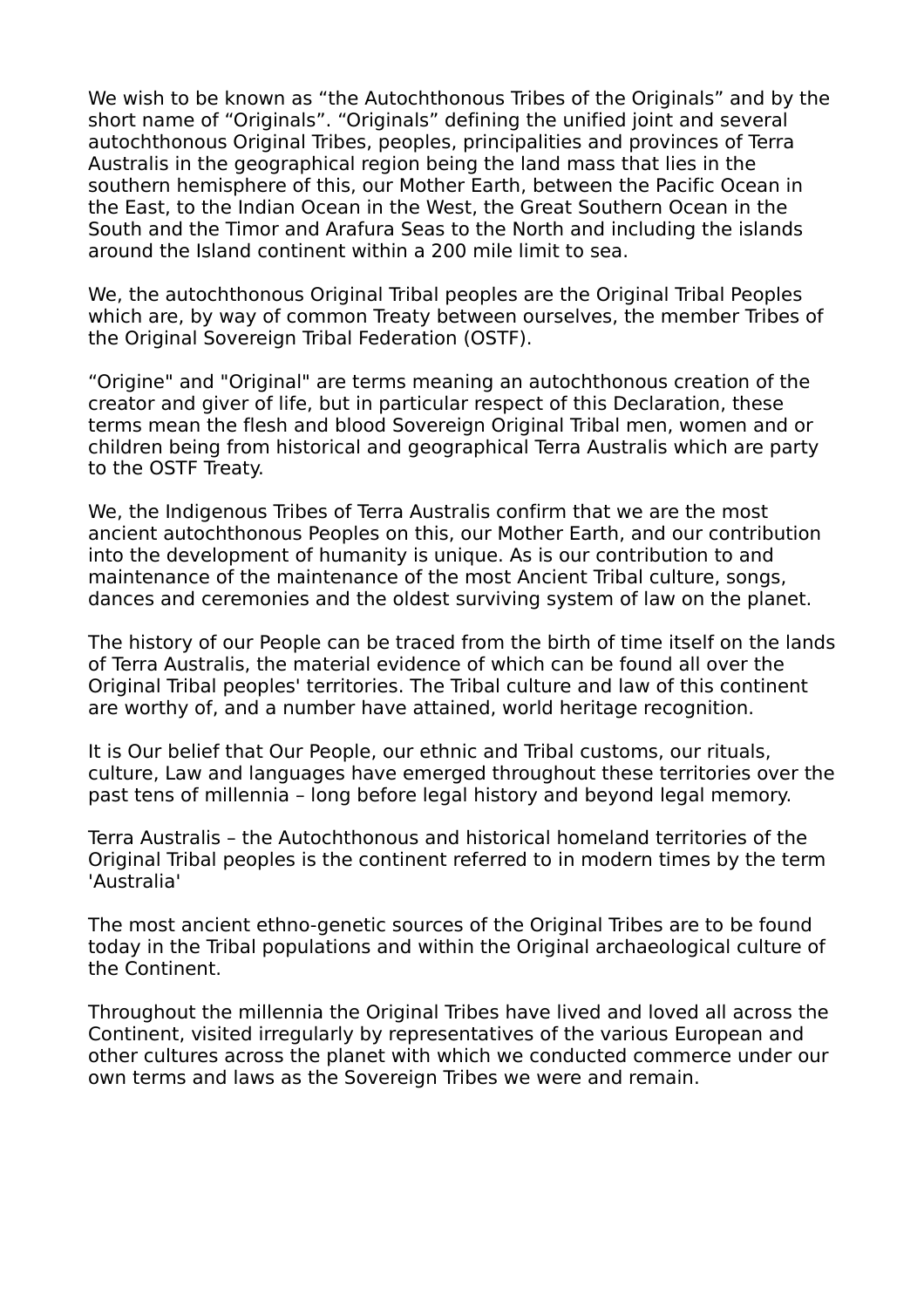We wish to be known as “the Autochthonous Tribes of the Originals” and by the short name of “Originals”. “Originals” defining the unified joint and several autochthonous Original Tribes, peoples, principalities and provinces of Terra Australis in the geographical region being the land mass that lies in the southern hemisphere of this, our Mother Earth, between the Pacific Ocean in the East, to the Indian Ocean in the West, the Great Southern Ocean in the South and the Timor and Arafura Seas to the North and including the islands around the Island continent within a 200 mile limit to sea.

We, the autochthonous Original Tribal peoples are the Original Tribal Peoples which are, by way of common Treaty between ourselves, the member Tribes of the Original Sovereign Tribal Federation (OSTF).

“Origine" and "Original" are terms meaning an autochthonous creation of the creator and giver of life, but in particular respect of this Declaration, these terms mean the flesh and blood Sovereign Original Tribal men, women and or children being from historical and geographical Terra Australis which are party to the OSTF Treaty.

We, the Indigenous Tribes of Terra Australis confirm that we are the most ancient autochthonous Peoples on this, our Mother Earth, and our contribution into the development of humanity is unique. As is our contribution to and maintenance of the maintenance of the most Ancient Tribal culture, songs, dances and ceremonies and the oldest surviving system of law on the planet.

The history of our People can be traced from the birth of time itself on the lands of Terra Australis, the material evidence of which can be found all over the Original Tribal peoples' territories. The Tribal culture and law of this continent are worthy of, and a number have attained, world heritage recognition.

It is Our belief that Our People, our ethnic and Tribal customs, our rituals, culture, Law and languages have emerged throughout these territories over the past tens of millennia – long before legal history and beyond legal memory.

Terra Australis – the Autochthonous and historical homeland territories of the Original Tribal peoples is the continent referred to in modern times by the term 'Australia'

The most ancient ethno-genetic sources of the Original Tribes are to be found today in the Tribal populations and within the Original archaeological culture of the Continent.

Throughout the millennia the Original Tribes have lived and loved all across the Continent, visited irregularly by representatives of the various European and other cultures across the planet with which we conducted commerce under our own terms and laws as the Sovereign Tribes we were and remain.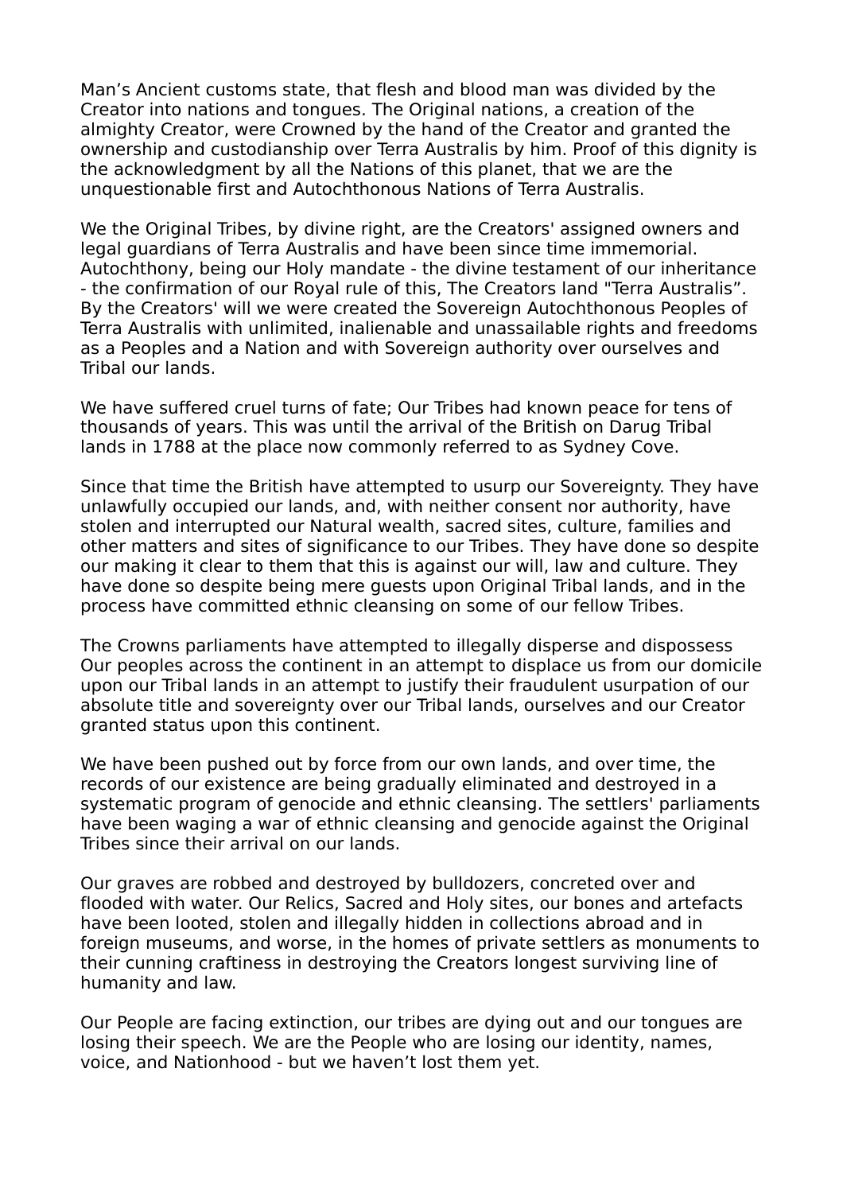Man's Ancient customs state, that flesh and blood man was divided by the Creator into nations and tongues. The Original nations, a creation of the almighty Creator, were Crowned by the hand of the Creator and granted the ownership and custodianship over Terra Australis by him. Proof of this dignity is the acknowledgment by all the Nations of this planet, that we are the unquestionable first and Autochthonous Nations of Terra Australis.

We the Original Tribes, by divine right, are the Creators' assigned owners and legal guardians of Terra Australis and have been since time immemorial. Autochthony, being our Holy mandate - the divine testament of our inheritance - the confirmation of our Royal rule of this, The Creators land "Terra Australis". By the Creators' will we were created the Sovereign Autochthonous Peoples of Terra Australis with unlimited, inalienable and unassailable rights and freedoms as a Peoples and a Nation and with Sovereign authority over ourselves and Tribal our lands.

We have suffered cruel turns of fate; Our Tribes had known peace for tens of thousands of years. This was until the arrival of the British on Darug Tribal lands in 1788 at the place now commonly referred to as Sydney Cove.

Since that time the British have attempted to usurp our Sovereignty. They have unlawfully occupied our lands, and, with neither consent nor authority, have stolen and interrupted our Natural wealth, sacred sites, culture, families and other matters and sites of significance to our Tribes. They have done so despite our making it clear to them that this is against our will, law and culture. They have done so despite being mere guests upon Original Tribal lands, and in the process have committed ethnic cleansing on some of our fellow Tribes.

The Crowns parliaments have attempted to illegally disperse and dispossess Our peoples across the continent in an attempt to displace us from our domicile upon our Tribal lands in an attempt to justify their fraudulent usurpation of our absolute title and sovereignty over our Tribal lands, ourselves and our Creator granted status upon this continent.

We have been pushed out by force from our own lands, and over time, the records of our existence are being gradually eliminated and destroyed in a systematic program of genocide and ethnic cleansing. The settlers' parliaments have been waging a war of ethnic cleansing and genocide against the Original Tribes since their arrival on our lands.

Our graves are robbed and destroyed by bulldozers, concreted over and flooded with water. Our Relics, Sacred and Holy sites, our bones and artefacts have been looted, stolen and illegally hidden in collections abroad and in foreign museums, and worse, in the homes of private settlers as monuments to their cunning craftiness in destroying the Creators longest surviving line of humanity and law.

Our People are facing extinction, our tribes are dying out and our tongues are losing their speech. We are the People who are losing our identity, names, voice, and Nationhood - but we haven't lost them yet.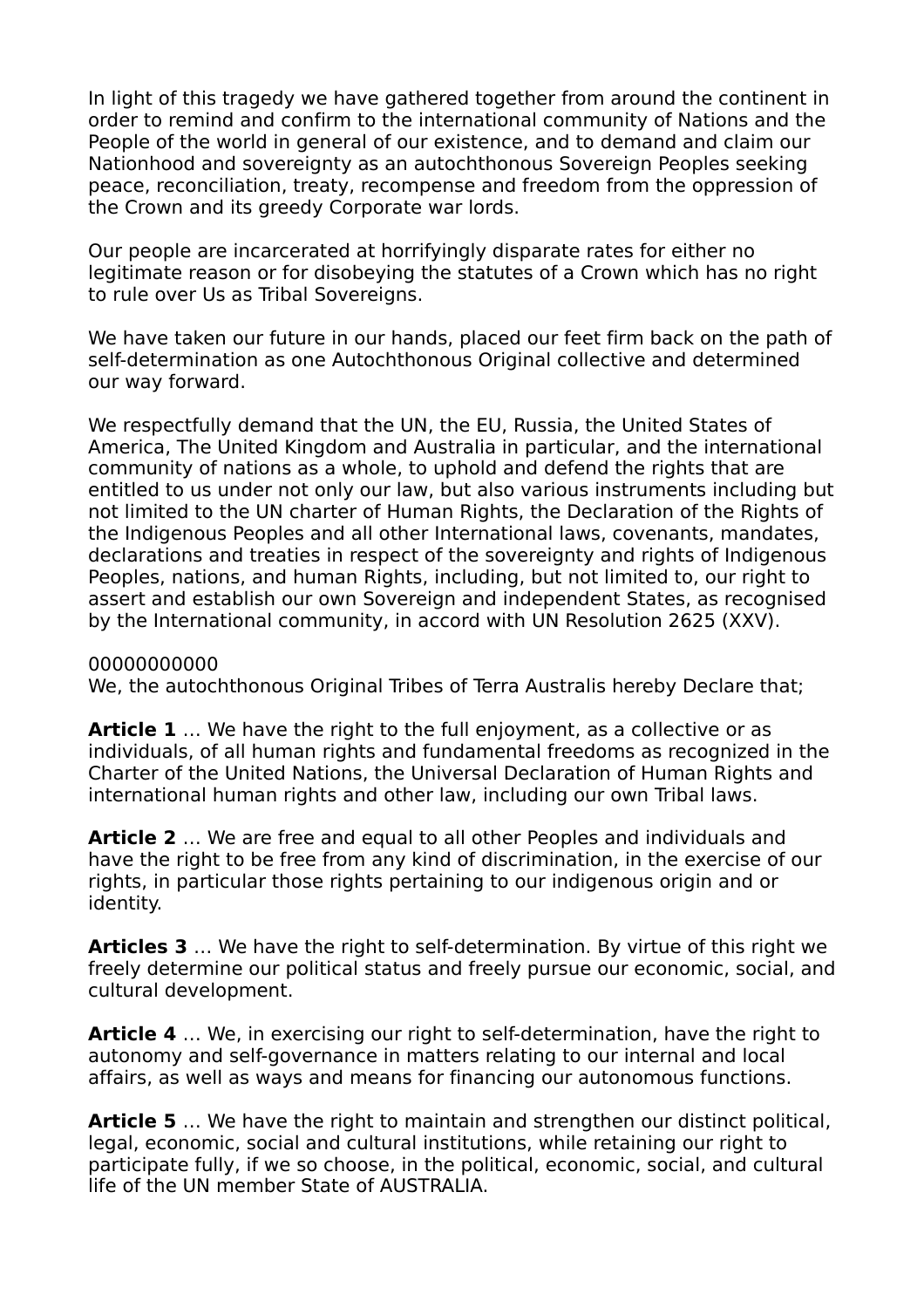In light of this tragedy we have gathered together from around the continent in order to remind and confirm to the international community of Nations and the People of the world in general of our existence, and to demand and claim our Nationhood and sovereignty as an autochthonous Sovereign Peoples seeking peace, reconciliation, treaty, recompense and freedom from the oppression of the Crown and its greedy Corporate war lords.

Our people are incarcerated at horrifyingly disparate rates for either no legitimate reason or for disobeying the statutes of a Crown which has no right to rule over Us as Tribal Sovereigns.

We have taken our future in our hands, placed our feet firm back on the path of self-determination as one Autochthonous Original collective and determined our way forward.

We respectfully demand that the UN, the EU, Russia, the United States of America, The United Kingdom and Australia in particular, and the international community of nations as a whole, to uphold and defend the rights that are entitled to us under not only our law, but also various instruments including but not limited to the UN charter of Human Rights, the Declaration of the Rights of the Indigenous Peoples and all other International laws, covenants, mandates, declarations and treaties in respect of the sovereignty and rights of Indigenous Peoples, nations, and human Rights, including, but not limited to, our right to assert and establish our own Sovereign and independent States, as recognised by the International community, in accord with UN Resolution 2625 (XXV).

00000000000

We, the autochthonous Original Tribes of Terra Australis hereby Declare that;

**Article 1** … We have the right to the full enjoyment, as a collective or as individuals, of all human rights and fundamental freedoms as recognized in the Charter of the United Nations, the Universal Declaration of Human Rights and international human rights and other law, including our own Tribal laws.

**Article 2** … We are free and equal to all other Peoples and individuals and have the right to be free from any kind of discrimination, in the exercise of our rights, in particular those rights pertaining to our indigenous origin and or identity.

**Articles 3** … We have the right to self-determination. By virtue of this right we freely determine our political status and freely pursue our economic, social, and cultural development.

**Article 4** … We, in exercising our right to self-determination, have the right to autonomy and self-governance in matters relating to our internal and local affairs, as well as ways and means for financing our autonomous functions.

**Article 5** … We have the right to maintain and strengthen our distinct political, legal, economic, social and cultural institutions, while retaining our right to participate fully, if we so choose, in the political, economic, social, and cultural life of the UN member State of AUSTRALIA.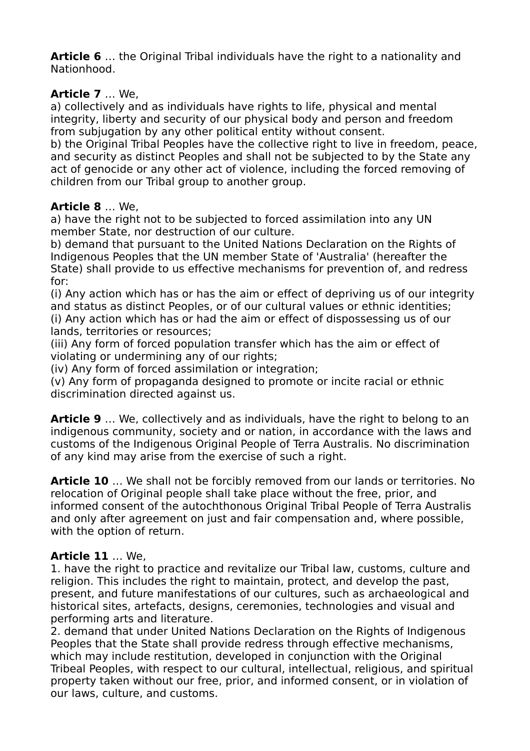**Article 6** … the Original Tribal individuals have the right to a nationality and Nationhood.

**Article 7** … We,
a) collectively and as individuals have rights to life, physical and mental integrity, liberty and security of our physical body and person and freedom from subjugation by any other political entity without consent.
b) the Original Tribal Peoples have the collective right to live in freedom, peace, and security as distinct Peoples and shall not be subjected to by the State any act of genocide or any other act of violence, including the forced removing of children from our Tribal group to another group.

**Article 8** … We,
a) have the right not to be subjected to forced assimilation into any UN member State, nor destruction of our culture.
b) demand that pursuant to the United Nations Declaration on the Rights of Indigenous Peoples that the UN member State of 'Australia' (hereafter the State) shall provide to us effective mechanisms for prevention of, and redress for:
(i) Any action which has or has the aim or effect of depriving us of our integrity and status as distinct Peoples, or of our cultural values or ethnic identities;
(i) Any action which has or had the aim or effect of dispossessing us of our lands, territories or resources;
(iii) Any form of forced population transfer which has the aim or effect of violating or undermining any of our rights;
(iv) Any form of forced assimilation or integration;
(v) Any form of propaganda designed to promote or incite racial or ethnic discrimination directed against us.

**Article 9** … We, collectively and as individuals, have the right to belong to an indigenous community, society and or nation, in accordance with the laws and customs of the Indigenous Original People of Terra Australis. No discrimination of any kind may arise from the exercise of such a right.

**Article 10** … We shall not be forcibly removed from our lands or territories. No relocation of Original people shall take place without the free, prior, and informed consent of the autochthonous Original Tribal People of Terra Australis and only after agreement on just and fair compensation and, where possible, with the option of return.

**Article 11** … We,
1. have the right to practice and revitalize our Tribal law, customs, culture and religion. This includes the right to maintain, protect, and develop the past, present, and future manifestations of our cultures, such as archaeological and historical sites, artefacts, designs, ceremonies, technologies and visual and performing arts and literature.
2. demand that under United Nations Declaration on the Rights of Indigenous Peoples that the State shall provide redress through effective mechanisms, which may include restitution, developed in conjunction with the Original Tribeal Peoples, with respect to our cultural, intellectual, religious, and spiritual property taken without our free, prior, and informed consent, or in violation of our laws, culture, and customs.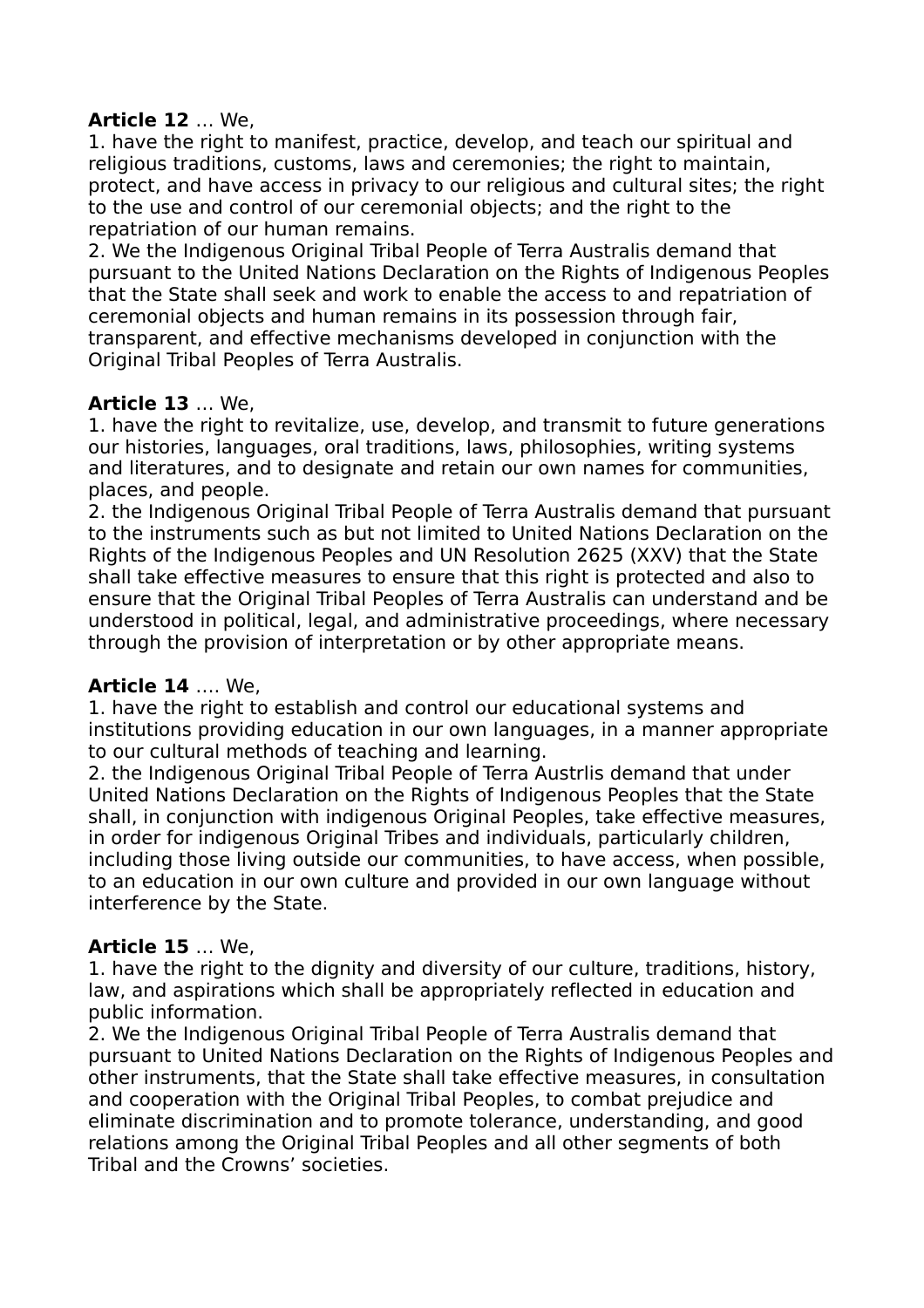**Article 12** … We,
1. have the right to manifest, practice, develop, and teach our spiritual and religious traditions, customs, laws and ceremonies; the right to maintain, protect, and have access in privacy to our religious and cultural sites; the right to the use and control of our ceremonial objects; and the right to the repatriation of our human remains.
2. We the Indigenous Original Tribal People of Terra Australis demand that pursuant to the United Nations Declaration on the Rights of Indigenous Peoples that the State shall seek and work to enable the access to and repatriation of ceremonial objects and human remains in its possession through fair, transparent, and effective mechanisms developed in conjunction with the Original Tribal Peoples of Terra Australis.

**Article 13** … We,
1. have the right to revitalize, use, develop, and transmit to future generations our histories, languages, oral traditions, laws, philosophies, writing systems and literatures, and to designate and retain our own names for communities, places, and people.
2. the Indigenous Original Tribal People of Terra Australis demand that pursuant to the instruments such as but not limited to United Nations Declaration on the Rights of the Indigenous Peoples and UN Resolution 2625 (XXV) that the State shall take effective measures to ensure that this right is protected and also to ensure that the Original Tribal Peoples of Terra Australis can understand and be understood in political, legal, and administrative proceedings, where necessary through the provision of interpretation or by other appropriate means.

**Article 14** …. We,
1. have the right to establish and control our educational systems and institutions providing education in our own languages, in a manner appropriate to our cultural methods of teaching and learning.
2. the Indigenous Original Tribal People of Terra Austrlis demand that under United Nations Declaration on the Rights of Indigenous Peoples that the State shall, in conjunction with indigenous Original Peoples, take effective measures, in order for indigenous Original Tribes and individuals, particularly children, including those living outside our communities, to have access, when possible, to an education in our own culture and provided in our own language without interference by the State.

**Article 15** … We,
1. have the right to the dignity and diversity of our culture, traditions, history, law, and aspirations which shall be appropriately reflected in education and public information.
2. We the Indigenous Original Tribal People of Terra Australis demand that pursuant to United Nations Declaration on the Rights of Indigenous Peoples and other instruments, that the State shall take effective measures, in consultation and cooperation with the Original Tribal Peoples, to combat prejudice and eliminate discrimination and to promote tolerance, understanding, and good relations among the Original Tribal Peoples and all other segments of both Tribal and the Crowns' societies.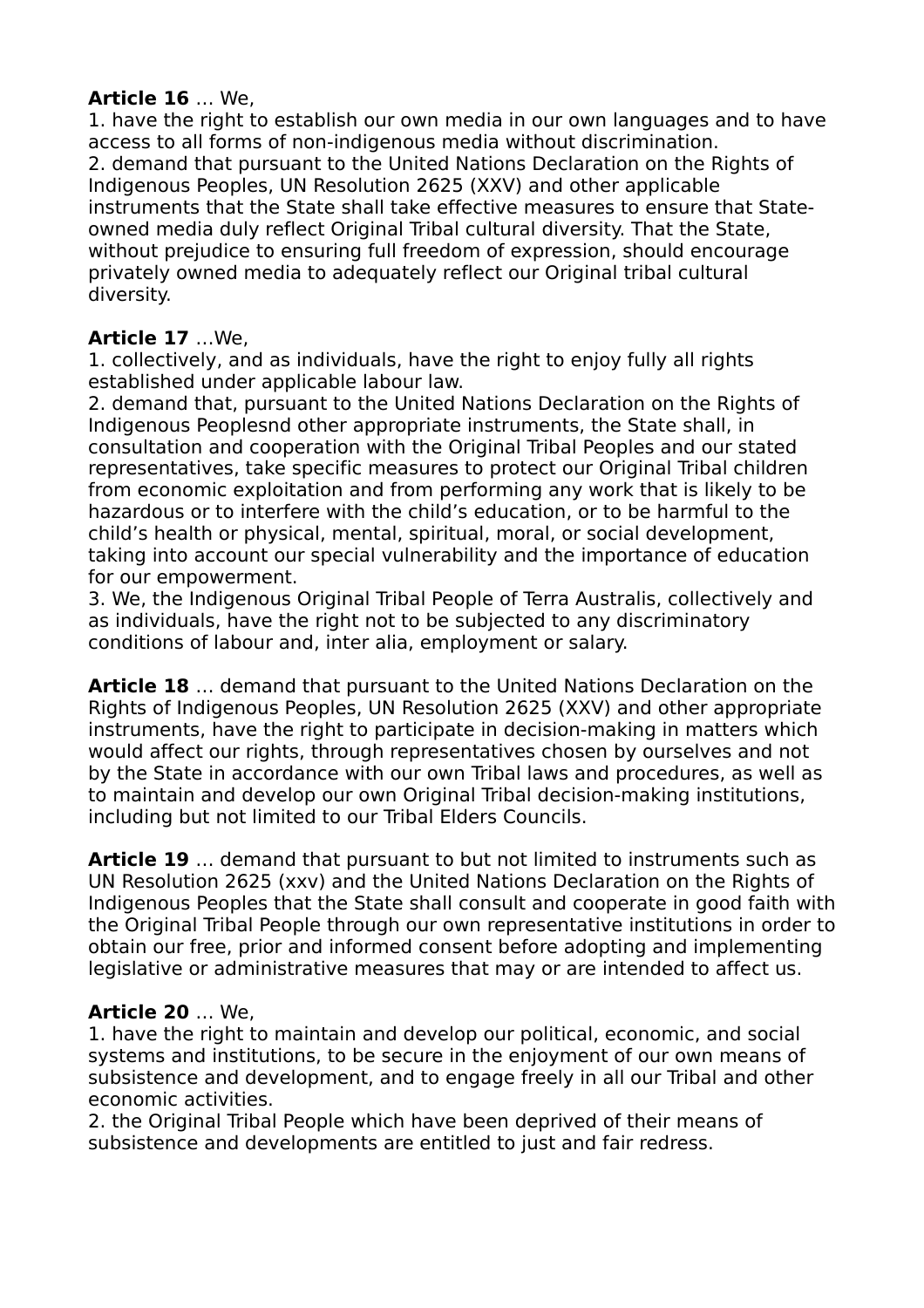**Article 16** … We,

1. have the right to establish our own media in our own languages and to have access to all forms of non-indigenous media without discrimination.
2. demand that pursuant to the United Nations Declaration on the Rights of Indigenous Peoples, UN Resolution 2625 (XXV) and other applicable instruments that the State shall take effective measures to ensure that State-owned media duly reflect Original Tribal cultural diversity. That the State, without prejudice to ensuring full freedom of expression, should encourage privately owned media to adequately reflect our Original tribal cultural diversity.

**Article 17** …We,

1. collectively, and as individuals, have the right to enjoy fully all rights established under applicable labour law.
2. demand that, pursuant to the United Nations Declaration on the Rights of Indigenous Peoplesnd other appropriate instruments, the State shall, in consultation and cooperation with the Original Tribal Peoples and our stated representatives, take specific measures to protect our Original Tribal children from economic exploitation and from performing any work that is likely to be hazardous or to interfere with the child's education, or to be harmful to the child's health or physical, mental, spiritual, moral, or social development, taking into account our special vulnerability and the importance of education for our empowerment.
3. We, the Indigenous Original Tribal People of Terra Australis, collectively and as individuals, have the right not to be subjected to any discriminatory conditions of labour and, inter alia, employment or salary.

**Article 18** … demand that pursuant to the United Nations Declaration on the Rights of Indigenous Peoples, UN Resolution 2625 (XXV) and other appropriate instruments, have the right to participate in decision-making in matters which would affect our rights, through representatives chosen by ourselves and not by the State in accordance with our own Tribal laws and procedures, as well as to maintain and develop our own Original Tribal decision-making institutions, including but not limited to our Tribal Elders Councils.

**Article 19** … demand that pursuant to but not limited to instruments such as UN Resolution 2625 (xxv) and the United Nations Declaration on the Rights of Indigenous Peoples that the State shall consult and cooperate in good faith with the Original Tribal People through our own representative institutions in order to obtain our free, prior and informed consent before adopting and implementing legislative or administrative measures that may or are intended to affect us.

**Article 20** … We,

1. have the right to maintain and develop our political, economic, and social systems and institutions, to be secure in the enjoyment of our own means of subsistence and development, and to engage freely in all our Tribal and other economic activities.
2. the Original Tribal People which have been deprived of their means of subsistence and developments are entitled to just and fair redress.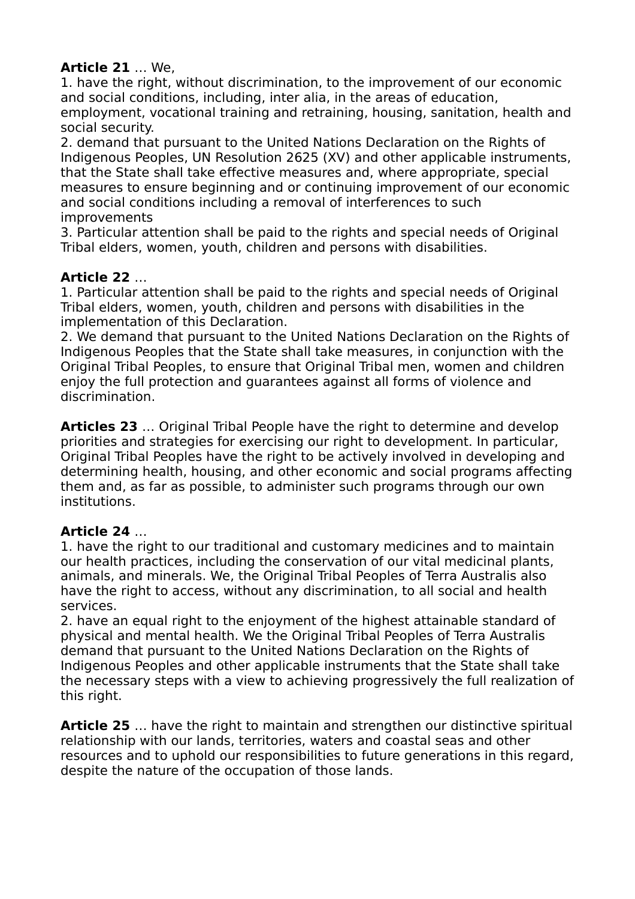**Article 21** … We,

1. have the right, without discrimination, to the improvement of our economic and social conditions, including, inter alia, in the areas of education, employment, vocational training and retraining, housing, sanitation, health and social security.
2. demand that pursuant to the United Nations Declaration on the Rights of Indigenous Peoples, UN Resolution 2625 (XV) and other applicable instruments, that the State shall take effective measures and, where appropriate, special measures to ensure beginning and or continuing improvement of our economic and social conditions including a removal of interferences to such improvements
3. Particular attention shall be paid to the rights and special needs of Original Tribal elders, women, youth, children and persons with disabilities.

**Article 22** …

1. Particular attention shall be paid to the rights and special needs of Original Tribal elders, women, youth, children and persons with disabilities in the implementation of this Declaration.
2. We demand that pursuant to the United Nations Declaration on the Rights of Indigenous Peoples that the State shall take measures, in conjunction with the Original Tribal Peoples, to ensure that Original Tribal men, women and children enjoy the full protection and guarantees against all forms of violence and discrimination.

**Articles 23** … Original Tribal People have the right to determine and develop priorities and strategies for exercising our right to development. In particular, Original Tribal Peoples have the right to be actively involved in developing and determining health, housing, and other economic and social programs affecting them and, as far as possible, to administer such programs through our own institutions.

**Article 24** …

1. have the right to our traditional and customary medicines and to maintain our health practices, including the conservation of our vital medicinal plants, animals, and minerals. We, the Original Tribal Peoples of Terra Australis also have the right to access, without any discrimination, to all social and health services.
2. have an equal right to the enjoyment of the highest attainable standard of physical and mental health. We the Original Tribal Peoples of Terra Australis demand that pursuant to the United Nations Declaration on the Rights of Indigenous Peoples and other applicable instruments that the State shall take the necessary steps with a view to achieving progressively the full realization of this right.

**Article 25** … have the right to maintain and strengthen our distinctive spiritual relationship with our lands, territories, waters and coastal seas and other resources and to uphold our responsibilities to future generations in this regard, despite the nature of the occupation of those lands.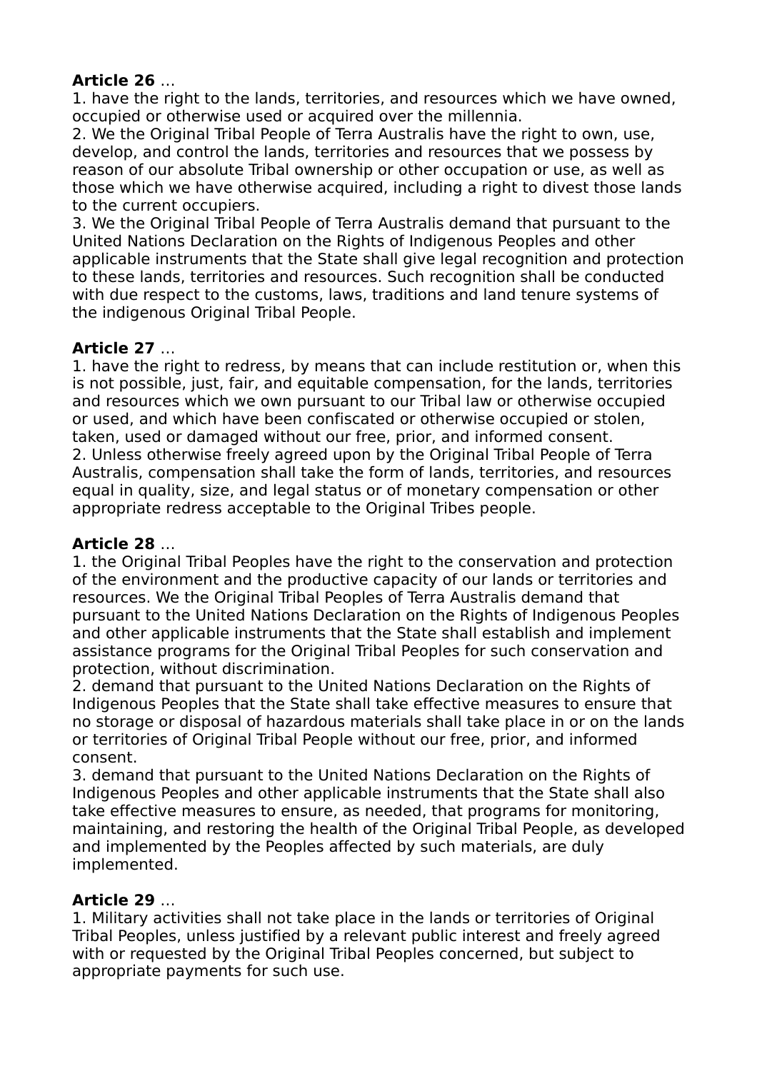**Article 26** …
1. have the right to the lands, territories, and resources which we have owned, occupied or otherwise used or acquired over the millennia.
2. We the Original Tribal People of Terra Australis have the right to own, use, develop, and control the lands, territories and resources that we possess by reason of our absolute Tribal ownership or other occupation or use, as well as those which we have otherwise acquired, including a right to divest those lands to the current occupiers.
3. We the Original Tribal People of Terra Australis demand that pursuant to the United Nations Declaration on the Rights of Indigenous Peoples and other applicable instruments that the State shall give legal recognition and protection to these lands, territories and resources. Such recognition shall be conducted with due respect to the customs, laws, traditions and land tenure systems of the indigenous Original Tribal People.

**Article 27** …
1. have the right to redress, by means that can include restitution or, when this is not possible, just, fair, and equitable compensation, for the lands, territories and resources which we own pursuant to our Tribal law or otherwise occupied or used, and which have been confiscated or otherwise occupied or stolen, taken, used or damaged without our free, prior, and informed consent.
2. Unless otherwise freely agreed upon by the Original Tribal People of Terra Australis, compensation shall take the form of lands, territories, and resources equal in quality, size, and legal status or of monetary compensation or other appropriate redress acceptable to the Original Tribes people.

**Article 28** …
1. the Original Tribal Peoples have the right to the conservation and protection of the environment and the productive capacity of our lands or territories and resources. We the Original Tribal Peoples of Terra Australis demand that pursuant to the United Nations Declaration on the Rights of Indigenous Peoples and other applicable instruments that the State shall establish and implement assistance programs for the Original Tribal Peoples for such conservation and protection, without discrimination.
2. demand that pursuant to the United Nations Declaration on the Rights of Indigenous Peoples that the State shall take effective measures to ensure that no storage or disposal of hazardous materials shall take place in or on the lands or territories of Original Tribal People without our free, prior, and informed consent.
3. demand that pursuant to the United Nations Declaration on the Rights of Indigenous Peoples and other applicable instruments that the State shall also take effective measures to ensure, as needed, that programs for monitoring, maintaining, and restoring the health of the Original Tribal People, as developed and implemented by the Peoples affected by such materials, are duly implemented.

**Article 29** …
1. Military activities shall not take place in the lands or territories of Original Tribal Peoples, unless justified by a relevant public interest and freely agreed with or requested by the Original Tribal Peoples concerned, but subject to appropriate payments for such use.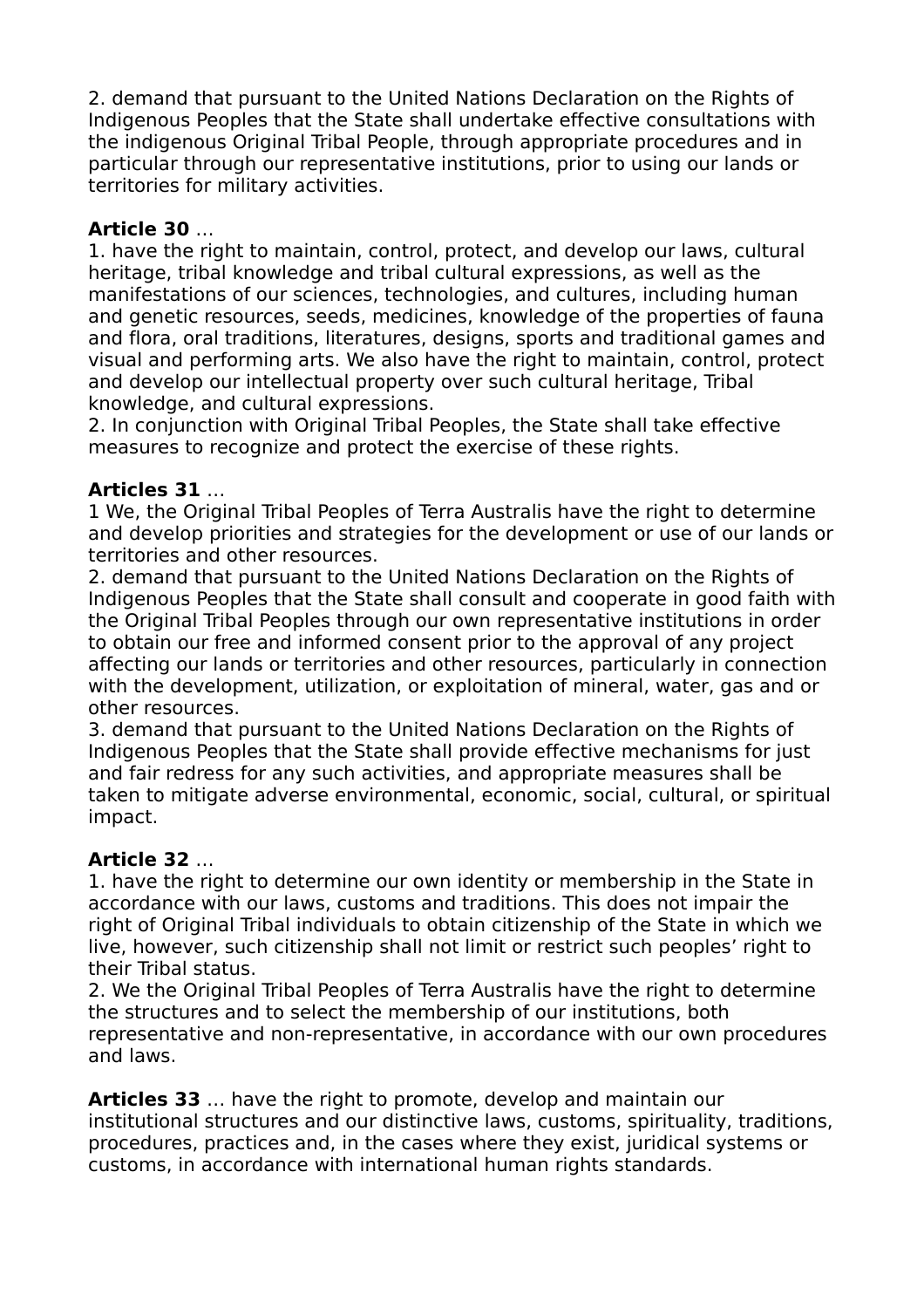2. demand that pursuant to the United Nations Declaration on the Rights of Indigenous Peoples that the State shall undertake effective consultations with the indigenous Original Tribal People, through appropriate procedures and in particular through our representative institutions, prior to using our lands or territories for military activities.

**Article 30** …
1. have the right to maintain, control, protect, and develop our laws, cultural heritage, tribal knowledge and tribal cultural expressions, as well as the manifestations of our sciences, technologies, and cultures, including human and genetic resources, seeds, medicines, knowledge of the properties of fauna and flora, oral traditions, literatures, designs, sports and traditional games and visual and performing arts. We also have the right to maintain, control, protect and develop our intellectual property over such cultural heritage, Tribal knowledge, and cultural expressions.
2. In conjunction with Original Tribal Peoples, the State shall take effective measures to recognize and protect the exercise of these rights.

**Articles 31** …
1 We, the Original Tribal Peoples of Terra Australis have the right to determine and develop priorities and strategies for the development or use of our lands or territories and other resources.
2. demand that pursuant to the United Nations Declaration on the Rights of Indigenous Peoples that the State shall consult and cooperate in good faith with the Original Tribal Peoples through our own representative institutions in order to obtain our free and informed consent prior to the approval of any project affecting our lands or territories and other resources, particularly in connection with the development, utilization, or exploitation of mineral, water, gas and or other resources.
3. demand that pursuant to the United Nations Declaration on the Rights of Indigenous Peoples that the State shall provide effective mechanisms for just and fair redress for any such activities, and appropriate measures shall be taken to mitigate adverse environmental, economic, social, cultural, or spiritual impact.

**Article 32** …
1. have the right to determine our own identity or membership in the State in accordance with our laws, customs and traditions. This does not impair the right of Original Tribal individuals to obtain citizenship of the State in which we live, however, such citizenship shall not limit or restrict such peoples' right to their Tribal status.
2. We the Original Tribal Peoples of Terra Australis have the right to determine the structures and to select the membership of our institutions, both representative and non-representative, in accordance with our own procedures and laws.

**Articles 33** … have the right to promote, develop and maintain our institutional structures and our distinctive laws, customs, spirituality, traditions, procedures, practices and, in the cases where they exist, juridical systems or customs, in accordance with international human rights standards.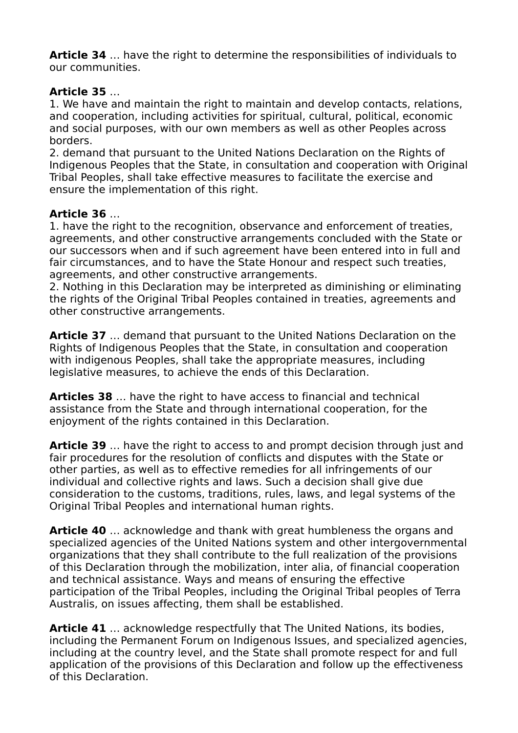**Article 34** … have the right to determine the responsibilities of individuals to our communities.

**Article 35** …
1. We have and maintain the right to maintain and develop contacts, relations, and cooperation, including activities for spiritual, cultural, political, economic and social purposes, with our own members as well as other Peoples across borders.
2. demand that pursuant to the United Nations Declaration on the Rights of Indigenous Peoples that the State, in consultation and cooperation with Original Tribal Peoples, shall take effective measures to facilitate the exercise and ensure the implementation of this right.

**Article 36** …
1. have the right to the recognition, observance and enforcement of treaties, agreements, and other constructive arrangements concluded with the State or our successors when and if such agreement have been entered into in full and fair circumstances, and to have the State Honour and respect such treaties, agreements, and other constructive arrangements.
2. Nothing in this Declaration may be interpreted as diminishing or eliminating the rights of the Original Tribal Peoples contained in treaties, agreements and other constructive arrangements.

**Article 37** … demand that pursuant to the United Nations Declaration on the Rights of Indigenous Peoples that the State, in consultation and cooperation with indigenous Peoples, shall take the appropriate measures, including legislative measures, to achieve the ends of this Declaration.

**Articles 38** … have the right to have access to financial and technical assistance from the State and through international cooperation, for the enjoyment of the rights contained in this Declaration.

**Article 39** … have the right to access to and prompt decision through just and fair procedures for the resolution of conflicts and disputes with the State or other parties, as well as to effective remedies for all infringements of our individual and collective rights and laws. Such a decision shall give due consideration to the customs, traditions, rules, laws, and legal systems of the Original Tribal Peoples and international human rights.

**Article 40** … acknowledge and thank with great humbleness the organs and specialized agencies of the United Nations system and other intergovernmental organizations that they shall contribute to the full realization of the provisions of this Declaration through the mobilization, inter alia, of financial cooperation and technical assistance. Ways and means of ensuring the effective participation of the Tribal Peoples, including the Original Tribal peoples of Terra Australis, on issues affecting, them shall be established.

**Article 41** … acknowledge respectfully that The United Nations, its bodies, including the Permanent Forum on Indigenous Issues, and specialized agencies, including at the country level, and the State shall promote respect for and full application of the provisions of this Declaration and follow up the effectiveness of this Declaration.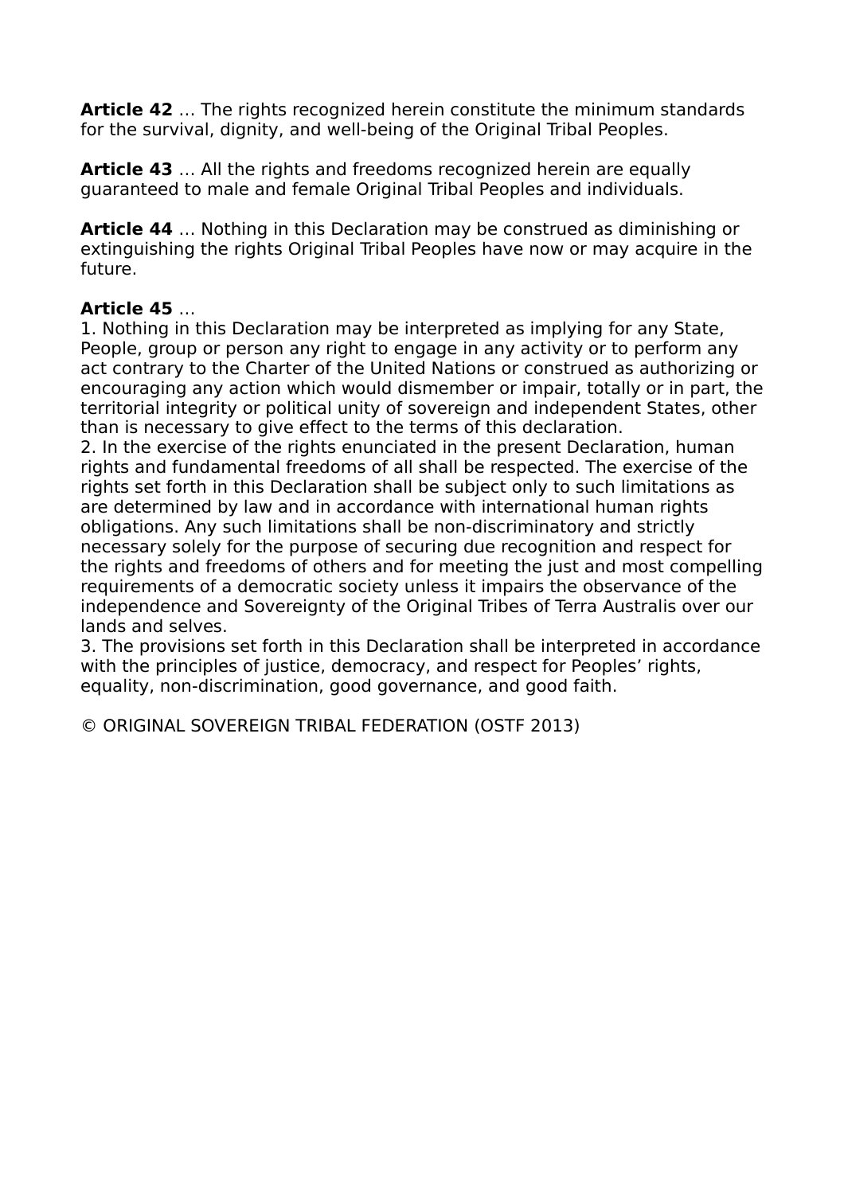**Article 42** … The rights recognized herein constitute the minimum standards for the survival, dignity, and well-being of the Original Tribal Peoples.

**Article 43** … All the rights and freedoms recognized herein are equally guaranteed to male and female Original Tribal Peoples and individuals.

**Article 44** … Nothing in this Declaration may be construed as diminishing or extinguishing the rights Original Tribal Peoples have now or may acquire in the future.

**Article 45** …

1. Nothing in this Declaration may be interpreted as implying for any State, People, group or person any right to engage in any activity or to perform any act contrary to the Charter of the United Nations or construed as authorizing or encouraging any action which would dismember or impair, totally or in part, the territorial integrity or political unity of sovereign and independent States, other than is necessary to give effect to the terms of this declaration.
2. In the exercise of the rights enunciated in the present Declaration, human rights and fundamental freedoms of all shall be respected. The exercise of the rights set forth in this Declaration shall be subject only to such limitations as are determined by law and in accordance with international human rights obligations. Any such limitations shall be non-discriminatory and strictly necessary solely for the purpose of securing due recognition and respect for the rights and freedoms of others and for meeting the just and most compelling requirements of a democratic society unless it impairs the observance of the independence and Sovereignty of the Original Tribes of Terra Australis over our lands and selves.
3. The provisions set forth in this Declaration shall be interpreted in accordance with the principles of justice, democracy, and respect for Peoples' rights, equality, non-discrimination, good governance, and good faith.

© ORIGINAL SOVEREIGN TRIBAL FEDERATION (OSTF 2013)